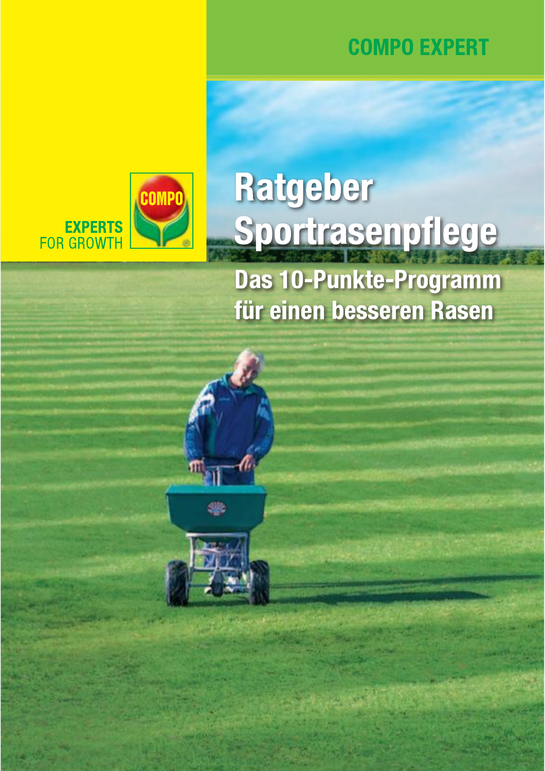COMPO EXPERT

COMPO

EXPERTS FOR GROWTH

# Ratgeber Sportrasenpflege

## Das 10-Punkte-Programm für einen besseren Rasen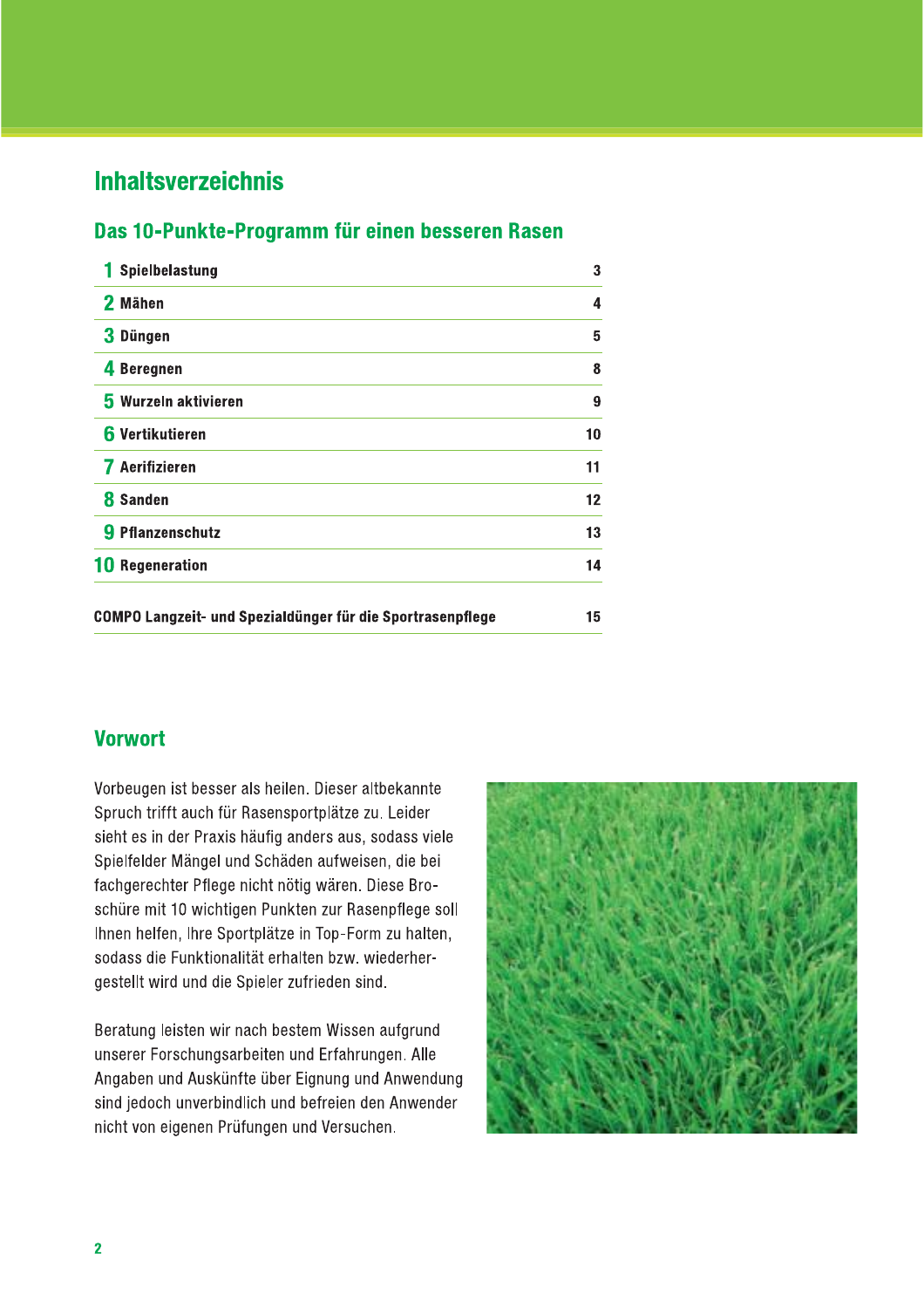# Inhaltsverzeichnis

## Das 10-Punkte-Programm für einen besseren Rasen

| | |
|---|---|
| 1 Spielbelastung | 3 |
| 2 Mähen | 4 |
| 3 Düngen | 5 |
| 4 Beregnen | 8 |
| 5 Wurzeln aktivieren | 9 |
| 6 Vertikutieren | 10 |
| 7 Aerifizieren | 11 |
| 8 Sanden | 12 |
| 9 Pflanzenschutz | 13 |
| 10 Regeneration | 14 |
| COMPO Langzeit- und Spezialdünger für die Sportrasenpflege | 15 |

## Vorwort

Vorbeugen ist besser als heilen. Dieser altbekannte Spruch trifft auch für Rasensportplätze zu. Leider sieht es in der Praxis häufig anders aus, sodass viele Spielfelder Mängel und Schäden aufweisen, die bei fachgerechter Pflege nicht nötig wären. Diese Broschüre mit 10 wichtigen Punkten zur Rasenpflege soll Ihnen helfen, Ihre Sportplätze in Top-Form zu halten, sodass die Funktionalität erhalten bzw. wiederhergestellt wird und die Spieler zufrieden sind.

Beratung leisten wir nach bestem Wissen aufgrund unserer Forschungsarbeiten und Erfahrungen. Alle Angaben und Auskünfte über Eignung und Anwendung sind jedoch unverbindlich und befreien den Anwender nicht von eigenen Prüfungen und Versuchen.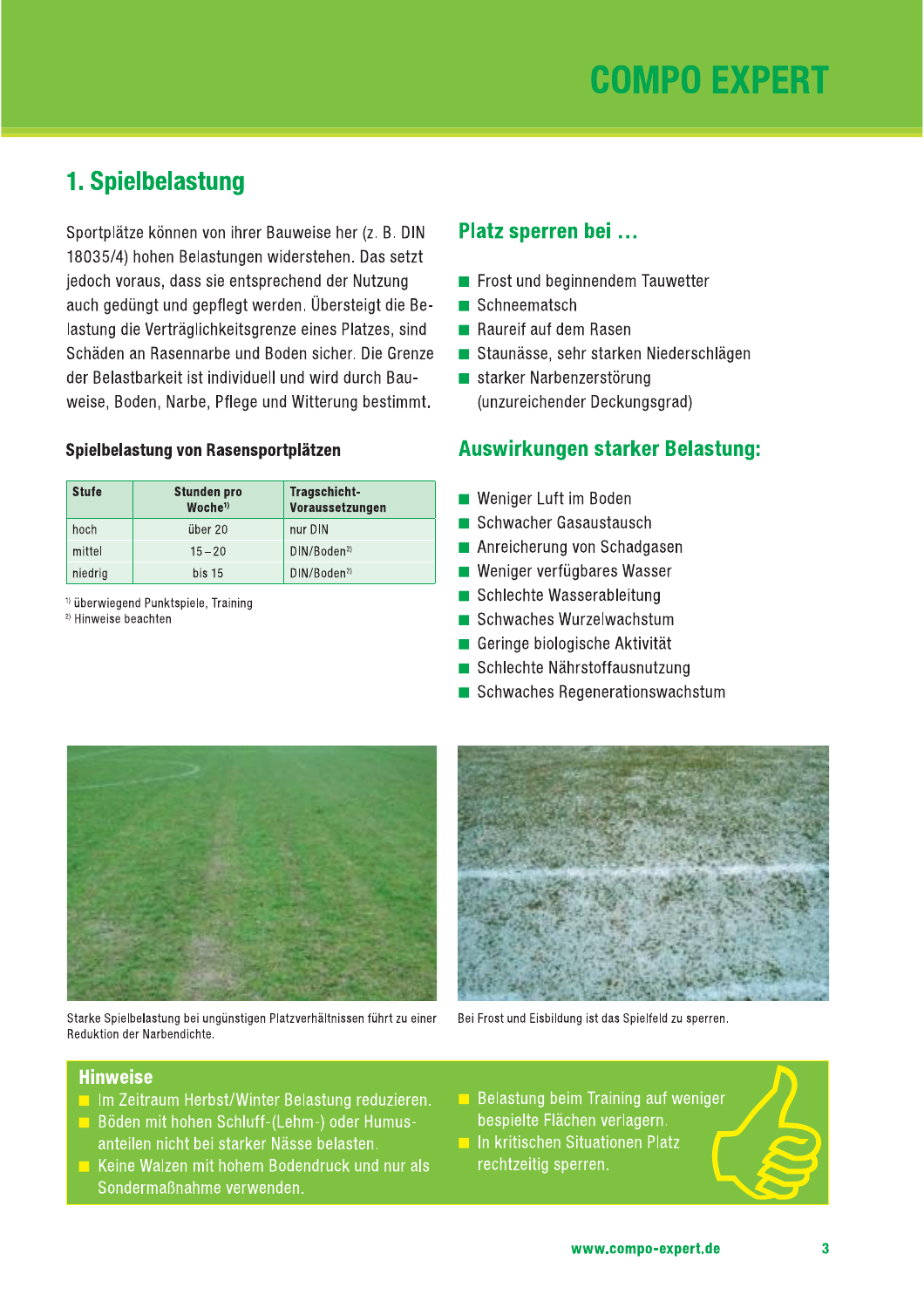# 1. Spielbelastung

Sportplätze können von ihrer Bauweise her (z. B. DIN 18035/4) hohen Belastungen widerstehen. Das setzt jedoch voraus, dass sie entsprechend der Nutzung auch gedüngt und gepflegt werden. Übersteigt die Belastung die Verträglichkeitsgrenze eines Platzes, sind Schäden an Rasennarbe und Boden sicher. Die Grenze der Belastbarkeit ist individuell und wird durch Bauweise, Boden, Narbe, Pflege und Witterung bestimmt.

### Spielbelastung von Rasensportplätzen

| Stufe | Stunden pro Woche[1] | Tragschicht-Voraussetzungen |
|---|---|---|
| hoch | über 20 | nur DIN |
| mittel | 15 – 20 | DIN/Boden[2] |
| niedrig | bis 15 | DIN/Boden[2] |

[1] überwiegend Punktspiele, Training
[2] Hinweise beachten

## Platz sperren bei …

- Frost und beginnendem Tauwetter
- Schneematsch
- Raureif auf dem Rasen
- Staunässe, sehr starken Niederschlägen
- starker Narbenzerstörung (unzureichender Deckungsgrad)

## Auswirkungen starker Belastung:

- Weniger Luft im Boden
- Schwacher Gasaustausch
- Anreicherung von Schadgasen
- Weniger verfügbares Wasser
- Schlechte Wasserableitung
- Schwaches Wurzelwachstum
- Geringe biologische Aktivität
- Schlechte Nährstoffausnutzung
- Schwaches Regenerationswachstum

Starke Spielbelastung bei ungünstigen Platzverhältnissen führt zu einer Reduktion der Narbendichte.

Bei Frost und Eisbildung ist das Spielfeld zu sperren.

## Hinweise

- Im Zeitraum Herbst/Winter Belastung reduzieren.
- Böden mit hohen Schluff-(Lehm-) oder Humusanteilen nicht bei starker Nässe belasten.
- Keine Walzen mit hohem Bodendruck und nur als Sondermaßnahme verwenden.
- Belastung beim Training auf weniger bespielte Flächen verlagern.
- In kritischen Situationen Platz rechtzeitig sperren.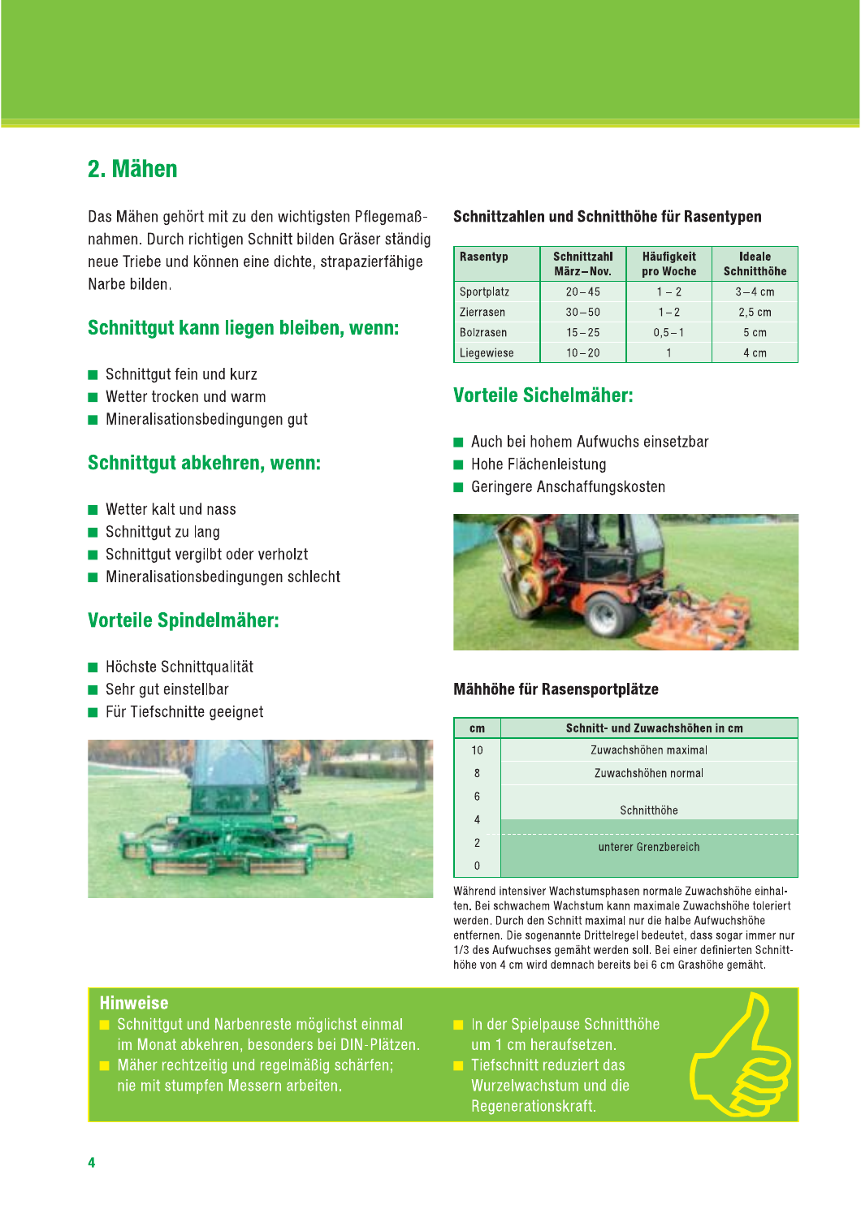## 2. Mähen

Das Mähen gehört mit zu den wichtigsten Pflegemaßnahmen. Durch richtigen Schnitt bilden Gräser ständig neue Triebe und können eine dichte, strapazierfähige Narbe bilden.

### Schnittgut kann liegen bleiben, wenn:

- Schnittgut fein und kurz
- Wetter trocken und warm
- Mineralisationsbedingungen gut

### Schnittgut abkehren, wenn:

- Wetter kalt und nass
- Schnittgut zu lang
- Schnittgut vergilbt oder verholzt
- Mineralisationsbedingungen schlecht

### Vorteile Spindelmäher:

- Höchste Schnittqualität
- Sehr gut einstellbar
- Für Tiefschnitte geeignet

**Schnittzahlen und Schnitthöhe für Rasentypen**

| Rasentyp | Schnittzahl März–Nov. | Häufigkeit pro Woche | Ideale Schnitthöhe |
|---|---|---|---|
| Sportplatz | 20–45 | 1–2 | 3–4 cm |
| Zierrasen | 30–50 | 1–2 | 2,5 cm |
| Bolzrasen | 15–25 | 0,5–1 | 5 cm |
| Liegewiese | 10–20 | 1 | 4 cm |

### Vorteile Sichelmäher:

- Auch bei hohem Aufwuchs einsetzbar
- Hohe Flächenleistung
- Geringere Anschaffungskosten

**Mähhöhe für Rasensportplätze**

| cm | Schnitt- und Zuwachshöhen in cm |
|---|---|
| 10 | Zuwachshöhen maximal |
| 8 | Zuwachshöhen normal |
| 6 | Schnitthöhe |
| 4 | Schnitthöhe |
| 2 | unterer Grenzbereich |
| 0 | unterer Grenzbereich |

Während intensiver Wachstumsphasen normale Zuwachshöhe einhalten. Bei schwachem Wachstum kann maximale Zuwachshöhe toleriert werden. Durch den Schnitt maximal nur die halbe Aufwuchshöhe entfernen. Die sogenannte Drittelregel bedeutet, dass sogar immer nur 1/3 des Aufwuchses gemäht werden soll. Bei einer definierten Schnitthöhe von 4 cm wird demnach bereits bei 6 cm Grashöhe gemäht.

### Hinweise

- Schnittgut und Narbenreste möglichst einmal im Monat abkehren, besonders bei DIN-Plätzen.
- Mäher rechtzeitig und regelmäßig schärfen; nie mit stumpfen Messern arbeiten.
- In der Spielpause Schnitthöhe um 1 cm heraufsetzen.
- Tiefschnitt reduziert das Wurzelwachstum und die Regenerationskraft.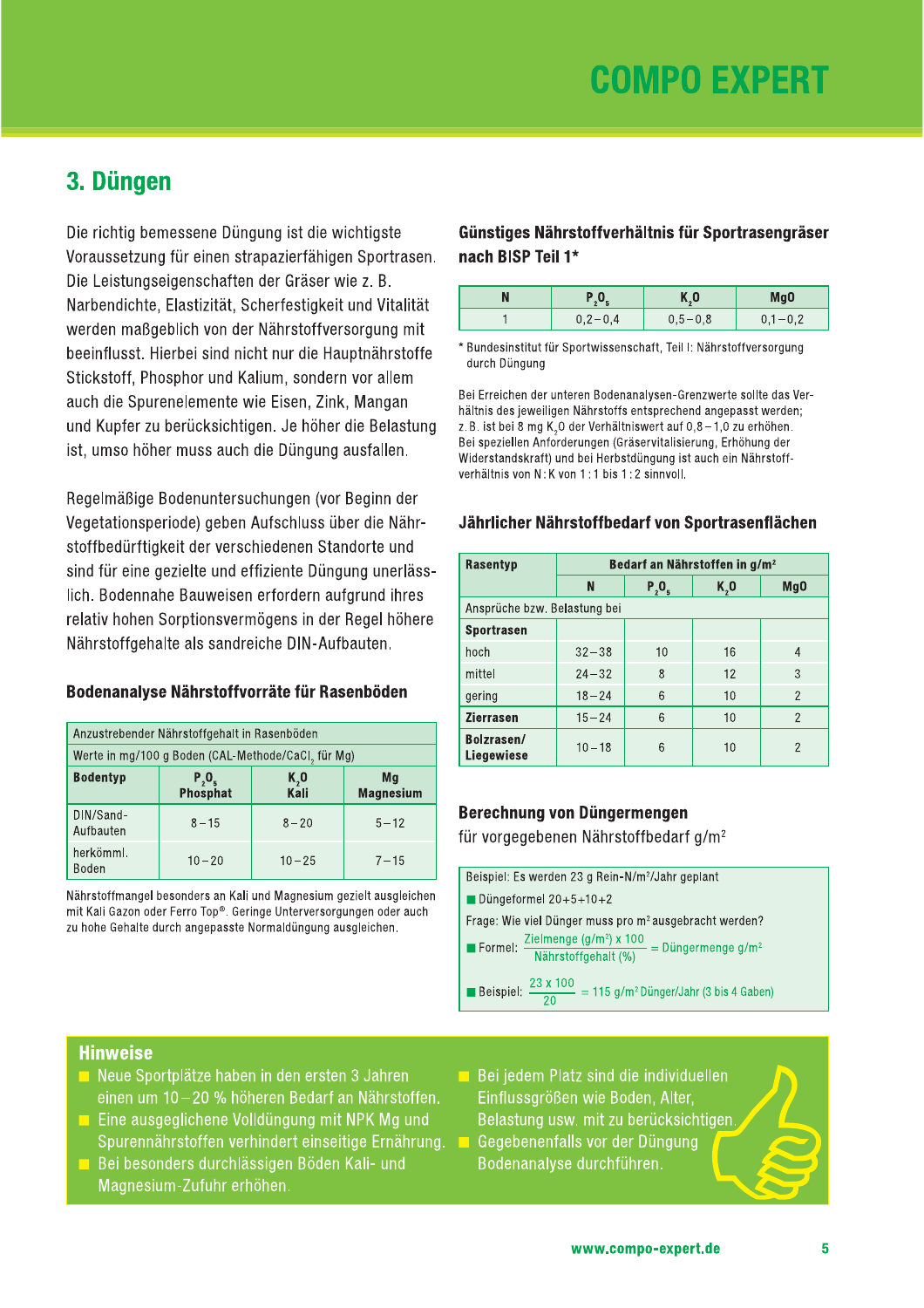## 3. Düngen

Die richtig bemessene Düngung ist die wichtigste Voraussetzung für einen strapazierfähigen Sportrasen. Die Leistungseigenschaften der Gräser wie z. B. Narbendichte, Elastizität, Scherfestigkeit und Vitalität werden maßgeblich von der Nährstoffversorgung mit beeinflusst. Hierbei sind nicht nur die Hauptnährstoffe Stickstoff, Phosphor und Kalium, sondern vor allem auch die Spurenelemente wie Eisen, Zink, Mangan und Kupfer zu berücksichtigen. Je höher die Belastung ist, umso höher muss auch die Düngung ausfallen.

Regelmäßige Bodenuntersuchungen (vor Beginn der Vegetationsperiode) geben Aufschluss über die Nährstoffbedürftigkeit der verschiedenen Standorte und sind für eine gezielte und effiziente Düngung unerlässlich. Bodennahe Bauweisen erfordern aufgrund ihres relativ hohen Sorptionsvermögens in der Regel höhere Nährstoffgehalte als sandreiche DIN-Aufbauten.

### Bodenanalyse Nährstoffvorräte für Rasenböden

| Anzustrebender Nährstoffgehalt in Rasenböden | | | |
|---|---|---|---|
| Werte in mg/100 g Boden (CAL-Methode/$CaCl_2$ für Mg) | | | |
| **Bodentyp** | **$P_2O_5$ Phosphat** | **$K_2O$ Kali** | **Mg Magnesium** |
| DIN/Sand-Aufbauten | 8 – 15 | 8 – 20 | 5 – 12 |
| herkömml. Boden | 10 – 20 | 10 – 25 | 7 – 15 |

Nährstoffmangel besonders an Kali und Magnesium gezielt ausgleichen mit Kali Gazon oder Ferro Top®. Geringe Unterversorgungen oder auch zu hohe Gehalte durch angepasste Normaldüngung ausgleichen.

### Günstiges Nährstoffverhältnis für Sportrasengräser nach BISP Teil 1*

| N | $P_2O_5$ | $K_2O$ | MgO |
|---|---|---|---|
| 1 | 0,2 – 0,4 | 0,5 – 0,8 | 0,1 – 0,2 |

\* Bundesinstitut für Sportwissenschaft, Teil I: Nährstoffversorgung durch Düngung

Bei Erreichen der unteren Bodenanalysen-Grenzwerte sollte das Verhältnis des jeweiligen Nährstoffs entsprechend angepasst werden; z. B. ist bei 8 mg $K_2O$ der Verhältniswert auf 0,8 – 1,0 zu erhöhen. Bei speziellen Anforderungen (Gräservitalisierung, Erhöhung der Widerstandskraft) und bei Herbstdüngung ist auch ein Nährstoffverhältnis von N : K von 1 : 1 bis 1 : 2 sinnvoll.

### Jährlicher Nährstoffbedarf von Sportrasenflächen

| Rasentyp | Bedarf an Nährstoffen in g/m² | | | |
|---|---|---|---|---|
| | **N** | **$P_2O_5$** | **$K_2O$** | **MgO** |
| Ansprüche bzw. Belastung bei | | | | |
| **Sportrasen** | | | | |
| hoch | 32 – 38 | 10 | 16 | 4 |
| mittel | 24 – 32 | 8 | 12 | 3 |
| gering | 18 – 24 | 6 | 10 | 2 |
| **Zierrasen** | 15 – 24 | 6 | 10 | 2 |
| **Bolzrasen/ Liegewiese** | 10 – 18 | 6 | 10 | 2 |

### Berechnung von Düngermengen

für vorgegebenen Nährstoffbedarf g/m²

Beispiel: Es werden 23 g Rein-N/m²/Jahr geplant

- Düngeformel 20+5+10+2

Frage: Wie viel Dünger muss pro m² ausgebracht werden?

- Formel: $\frac{\text{Zielmenge (g/m}^2\text{) x 100}}{\text{Nährstoffgehalt (\%)}} = \text{Düngermenge g/m}^2$
- Beispiel: $\frac{23 \text{ x } 100}{20} = 115$ g/m² Dünger/Jahr (3 bis 4 Gaben)

### Hinweise

- Neue Sportplätze haben in den ersten 3 Jahren einen um 10 – 20 % höheren Bedarf an Nährstoffen.
- Eine ausgeglichene Volldüngung mit NPK Mg und Spurennährstoffen verhindert einseitige Ernährung.
- Bei besonders durchlässigen Böden Kali- und Magnesium-Zufuhr erhöhen.
- Bei jedem Platz sind die individuellen Einflussgrößen wie Boden, Alter, Belastung usw. mit zu berücksichtigen.
- Gegebenenfalls vor der Düngung Bodenanalyse durchführen.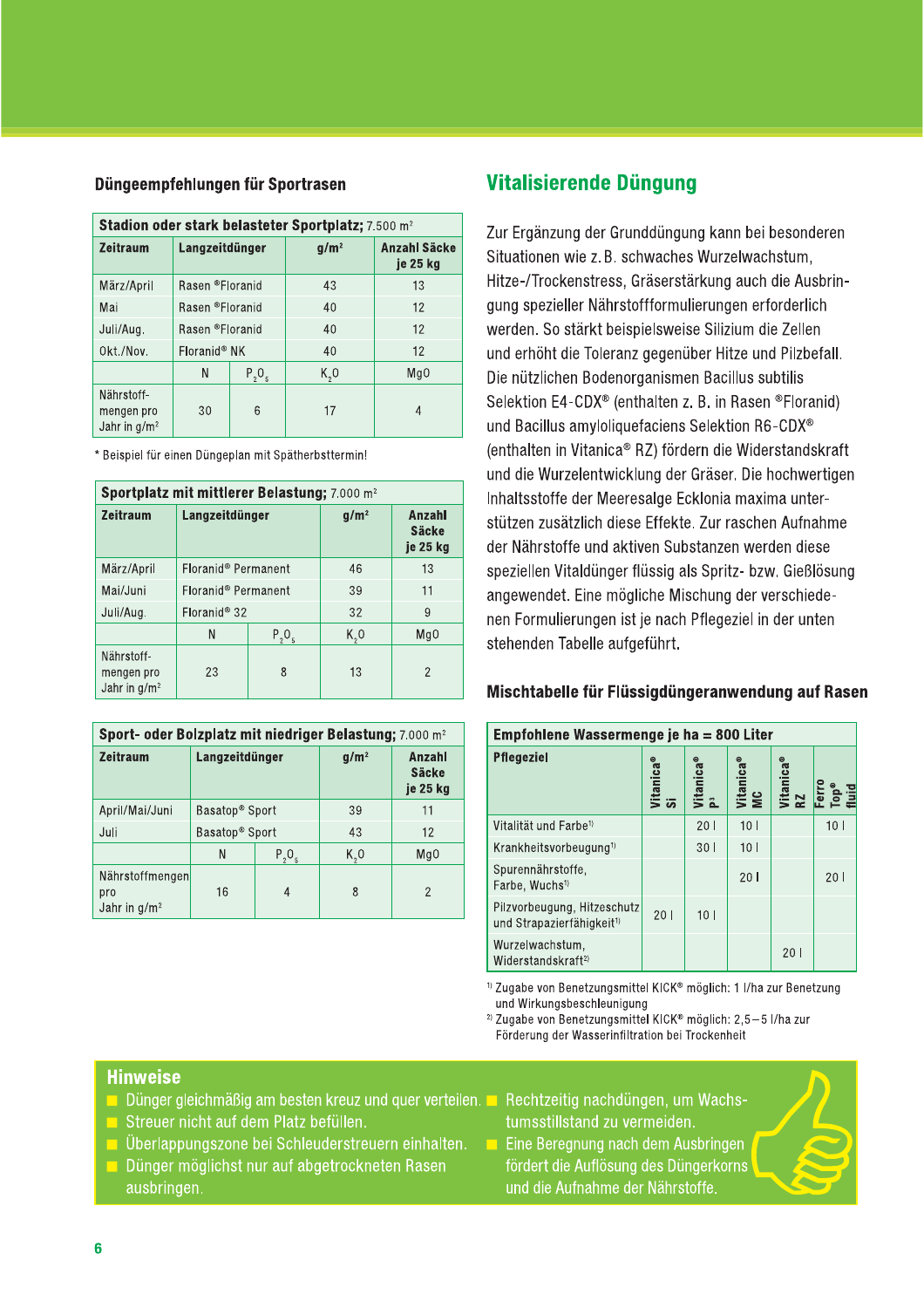## Düngeempfehlungen für Sportrasen

| **Stadion oder stark belasteter Sportplatz;** 7.500 $m^2$ | | | | |
|---|---|---|---|---|
| **Zeitraum** | **Langzeitdünger** | | **g/$m^2$** | **Anzahl Säcke je 25 kg** |
| März/April | Rasen ®Floranid | | 43 | 13 |
| Mai | Rasen ®Floranid | | 40 | 12 |
| Juli/Aug. | Rasen ®Floranid | | 40 | 12 |
| Okt./Nov. | Floranid® NK | | 40 | 12 |
| | N | $P_2O_5$ | $K_2O$ | MgO |
| Nährstoffmengen pro Jahr in g/$m^2$ | 30 | 6 | 17 | 4 |

* Beispiel für einen Düngeplan mit Spätherbsttermin!

| **Sportplatz mit mittlerer Belastung;** 7.000 $m^2$ | | | | |
|---|---|---|---|---|
| **Zeitraum** | **Langzeitdünger** | | **g/$m^2$** | **Anzahl Säcke je 25 kg** |
| März/April | Floranid® Permanent | | 46 | 13 |
| Mai/Juni | Floranid® Permanent | | 39 | 11 |
| Juli/Aug. | Floranid® 32 | | 32 | 9 |
| | N | $P_2O_5$ | $K_2O$ | MgO |
| Nährstoffmengen pro Jahr in g/$m^2$ | 23 | 8 | 13 | 2 |

| **Sport- oder Bolzplatz mit niedriger Belastung;** 7.000 $m^2$ | | | | |
|---|---|---|---|---|
| **Zeitraum** | **Langzeitdünger** | | **g/$m^2$** | **Anzahl Säcke je 25 kg** |
| April/Mai/Juni | Basatop® Sport | | 39 | 11 |
| Juli | Basatop® Sport | | 43 | 12 |
| | N | $P_2O_5$ | $K_2O$ | MgO |
| Nährstoffmengen pro Jahr in g/$m^2$ | 16 | 4 | 8 | 2 |

## Vitalisierende Düngung

Zur Ergänzung der Grunddüngung kann bei besonderen Situationen wie z. B. schwaches Wurzelwachstum, Hitze-/Trockenstress, Gräserstärkung auch die Ausbringung spezieller Nährstoffformulierungen erforderlich werden. So stärkt beispielsweise Silizium die Zellen und erhöht die Toleranz gegenüber Hitze und Pilzbefall. Die nützlichen Bodenorganismen Bacillus subtilis Selektion E4-CDX® (enthalten z. B. in Rasen ®Floranid) und Bacillus amyloliquefaciens Selektion R6-CDX® (enthalten in Vitanica® RZ) fördern die Widerstandskraft und die Wurzelentwicklung der Gräser. Die hochwertigen Inhaltsstoffe der Meeresalge Ecklonia maxima unterstützen zusätzlich diese Effekte. Zur raschen Aufnahme der Nährstoffe und aktiven Substanzen werden diese speziellen Vitaldünger flüssig als Spritz- bzw. Gießlösung angewendet. Eine mögliche Mischung der verschiedenen Formulierungen ist je nach Pflegeziel in der unten stehenden Tabelle aufgeführt.

### Mischtabelle für Flüssigdüngeranwendung auf Rasen

| **Empfohlene Wassermenge je ha = 800 Liter** | | | | | |
|---|---|---|---|---|---|
| **Pflegeziel** | **Vitanica® Si** | **Vitanica® P³** | **Vitanica® MC** | **Vitanica® RZ** | **Ferro Top® fluid** |
| Vitalität und Farbe[1] | | 20 l | 10 l | | 10 l |
| Krankheitsvorbeugung[1] | | 30 l | 10 l | | |
| Spurennährstoffe, Farbe, Wuchs[1] | | | 20 l | | 20 l |
| Pilzvorbeugung, Hitzeschutz und Strapazierfähigkeit[1] | 20 l | 10 l | | | |
| Wurzelwachstum, Widerstandskraft[2] | | | | 20 l | |

[1] Zugabe von Benetzungsmittel KICK® möglich: 1 l/ha zur Benetzung und Wirkungsbeschleunigung
[2] Zugabe von Benetzungsmittel KICK® möglich: 2,5 – 5 l/ha zur Förderung der Wasserinfiltration bei Trockenheit

## Hinweise

- Dünger gleichmäßig am besten kreuz und quer verteilen.
- Streuer nicht auf dem Platz befüllen.
- Überlappungszone bei Schleuderstreuern einhalten.
- Dünger möglichst nur auf abgetrockneten Rasen ausbringen.
- Rechtzeitig nachdüngen, um Wachstumsstillstand zu vermeiden.
- Eine Beregnung nach dem Ausbringen fördert die Auflösung des Düngerkorns und die Aufnahme der Nährstoffe.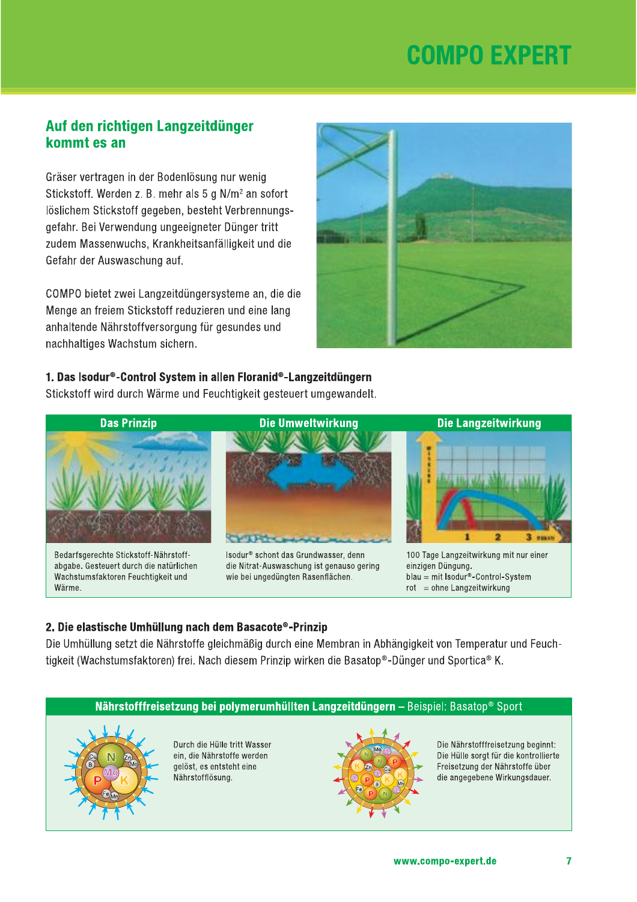## Auf den richtigen Langzeitdünger kommt es an

Gräser vertragen in der Bodenlösung nur wenig Stickstoff. Werden z. B. mehr als 5 g N/m² an sofort löslichem Stickstoff gegeben, besteht Verbrennungsgefahr. Bei Verwendung ungeeigneter Dünger tritt zudem Massenwuchs, Krankheitsanfälligkeit und die Gefahr der Auswaschung auf.

COMPO bietet zwei Langzeitdüngersysteme an, die die Menge an freiem Stickstoff reduzieren und eine lang anhaltende Nährstoffversorgung für gesundes und nachhaltiges Wachstum sichern.

### 1. Das Isodur®-Control System in allen Floranid®-Langzeitdüngern

Stickstoff wird durch Wärme und Feuchtigkeit gesteuert umgewandelt.

| Das Prinzip | Die Umweltwirkung | Die Langzeitwirkung |
|---|---|---|
| Bedarfsgerechte Stickstoff-Nährstoffabgabe. Gesteuert durch die natürlichen Wachstumsfaktoren Feuchtigkeit und Wärme. | Isodur® schont das Grundwasser, denn die Nitrat-Auswaschung ist genauso gering wie bei ungedüngten Rasenflächen. | 100 Tage Langzeitwirkung mit nur einer einzigen Düngung. blau = mit Isodur®-Control-System rot = ohne Langzeitwirkung |

### 2. Die elastische Umhüllung nach dem Basacote®-Prinzip

Die Umhüllung setzt die Nährstoffe gleichmäßig durch eine Membran in Abhängigkeit von Temperatur und Feuchtigkeit (Wachstumsfaktoren) frei. Nach diesem Prinzip wirken die Basatop®-Dünger und Sportica® K.

**Nährstofffreisetzung bei polymerumhüllten Langzeitdüngern** – Beispiel: Basatop® Sport

Durch die Hülle tritt Wasser ein, die Nährstoffe werden gelöst, es entsteht eine Nährstofflösung.

Die Nährstofffreisetzung beginnt: Die Hülle sorgt für die kontrollierte Freisetzung der Nährstoffe über die angegebene Wirkungsdauer.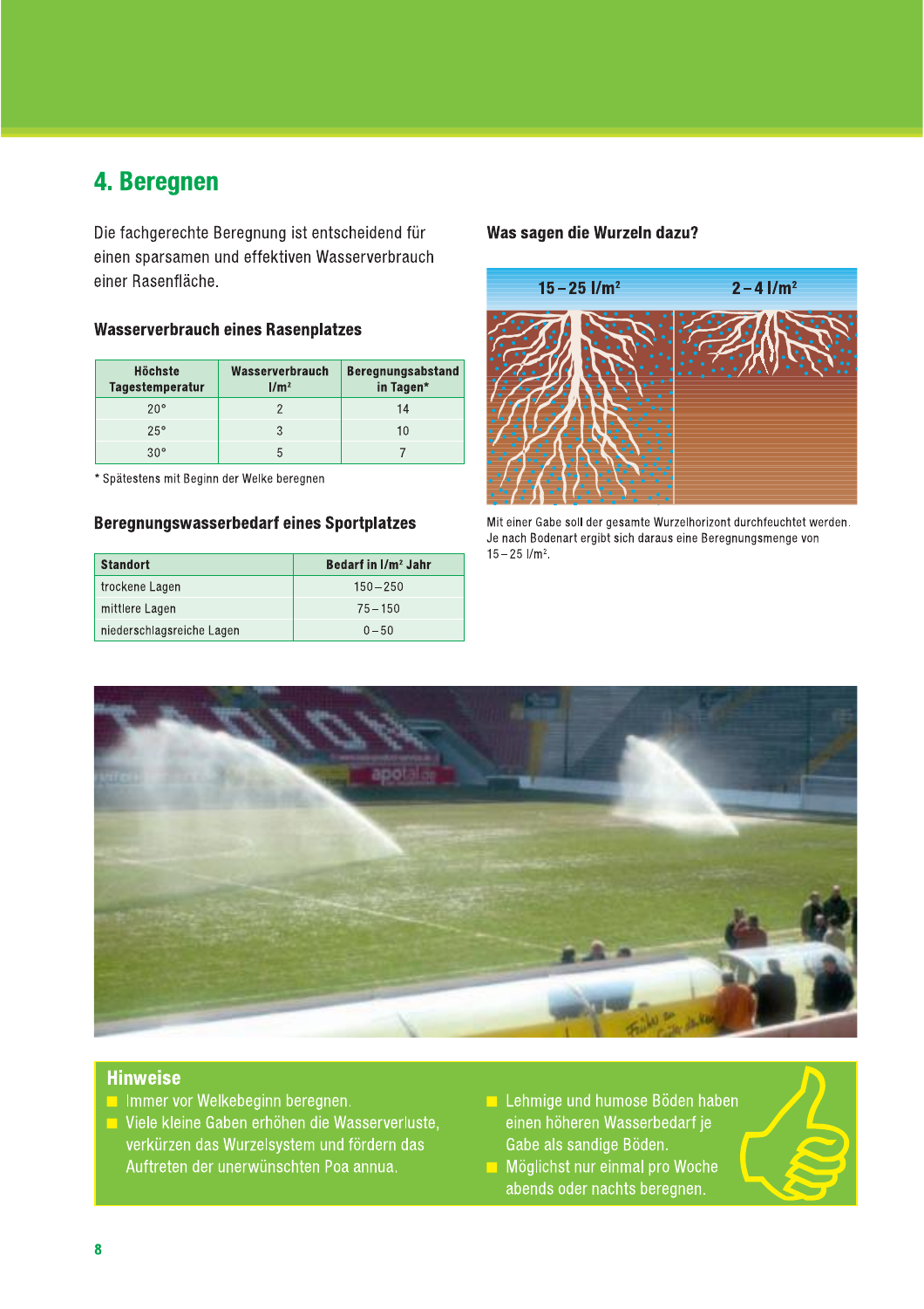# 4. Beregnen

Die fachgerechte Beregnung ist entscheidend für einen sparsamen und effektiven Wasserverbrauch einer Rasenfläche.

### Wasserverbrauch eines Rasenplatzes

| Höchste Tagestemperatur | Wasserverbrauch l/m² | Beregnungsabstand in Tagen* |
|---|---|---|
| 20° | 2 | 14 |
| 25° | 3 | 10 |
| 30° | 5 | 7 |

* Spätestens mit Beginn der Welke beregnen

### Beregnungswasserbedarf eines Sportplatzes

| Standort | Bedarf in l/m² Jahr |
|---|---|
| trockene Lagen | 150 – 250 |
| mittlere Lagen | 75 – 150 |
| niederschlagsreiche Lagen | 0 – 50 |

### Was sagen die Wurzeln dazu?

15 – 25 l/m² | 2 – 4 l/m²

Mit einer Gabe soll der gesamte Wurzelhorizont durchfeuchtet werden. Je nach Bodenart ergibt sich daraus eine Beregnungsmenge von 15 – 25 l/m².

### Hinweise

- Immer vor Welkebeginn beregnen.
- Viele kleine Gaben erhöhen die Wasserverluste, verkürzen das Wurzelsystem und fördern das Auftreten der unerwünschten Poa annua.
- Lehmige und humose Böden haben einen höheren Wasserbedarf je Gabe als sandige Böden.
- Möglichst nur einmal pro Woche abends oder nachts beregnen.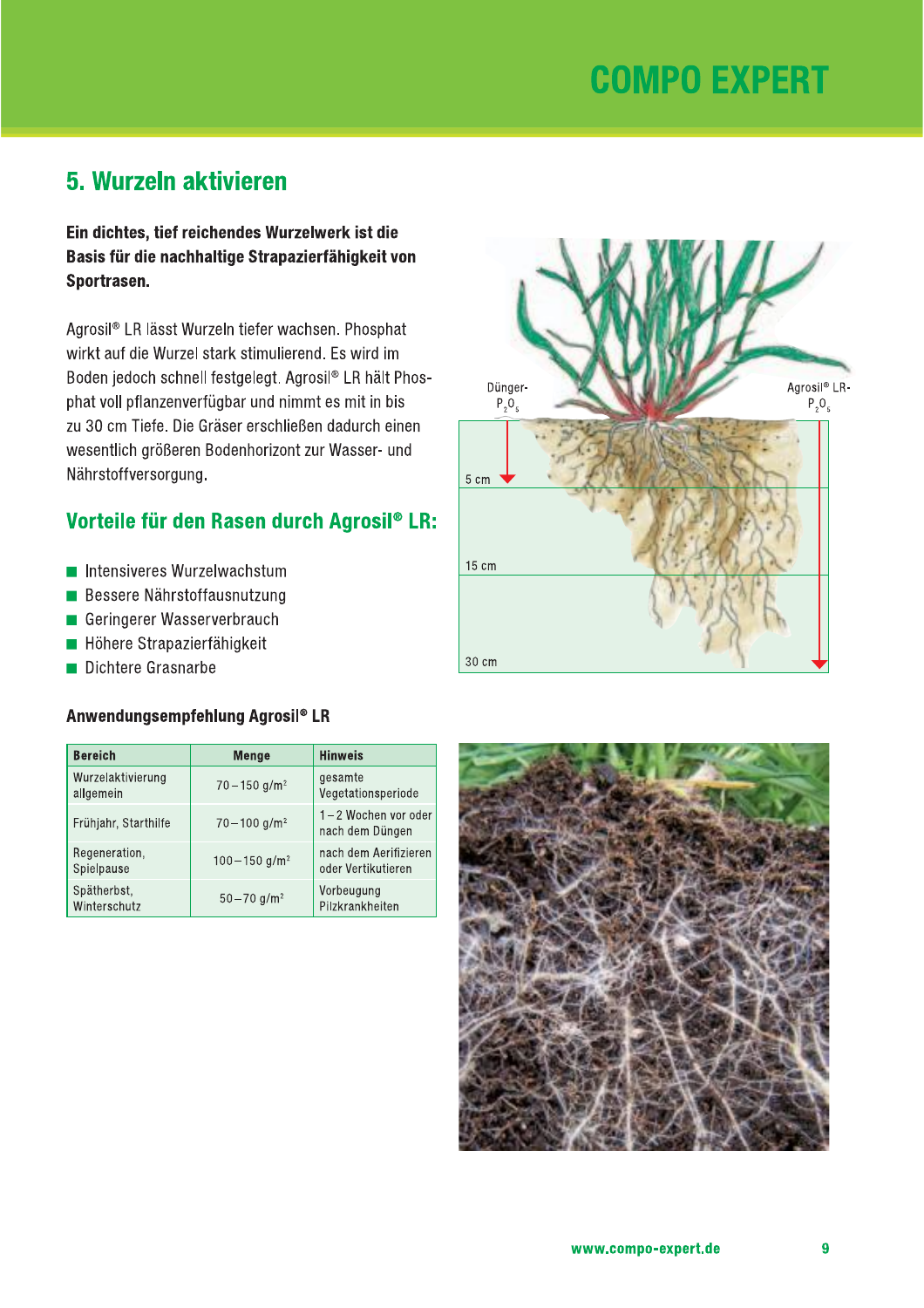## 5. Wurzeln aktivieren

**Ein dichtes, tief reichendes Wurzelwerk ist die Basis für die nachhaltige Strapazierfähigkeit von Sportrasen.**

Agrosil® LR lässt Wurzeln tiefer wachsen. Phosphat wirkt auf die Wurzel stark stimulierend. Es wird im Boden jedoch schnell festgelegt. Agrosil® LR hält Phosphat voll pflanzenverfügbar und nimmt es mit in bis zu 30 cm Tiefe. Die Gräser erschließen dadurch einen wesentlich größeren Bodenhorizont zur Wasser- und Nährstoffversorgung.

Dünger-$P_2O_5$

Agrosil® LR-$P_2O_5$

5 cm

15 cm

30 cm

### Vorteile für den Rasen durch Agrosil® LR:

- Intensiveres Wurzelwachstum
- Bessere Nährstoffausnutzung
- Geringerer Wasserverbrauch
- Höhere Strapazierfähigkeit
- Dichtere Grasnarbe

#### Anwendungsempfehlung Agrosil® LR

| Bereich | Menge | Hinweis |
|---|---|---|
| Wurzelaktivierung allgemein | 70 – 150 g/m² | gesamte Vegetationsperiode |
| Frühjahr, Starthilfe | 70 – 100 g/m² | 1 – 2 Wochen vor oder nach dem Düngen |
| Regeneration, Spielpause | 100 – 150 g/m² | nach dem Aerifizieren oder Vertikutieren |
| Spätherbst, Winterschutz | 50 – 70 g/m² | Vorbeugung Pilzkrankheiten |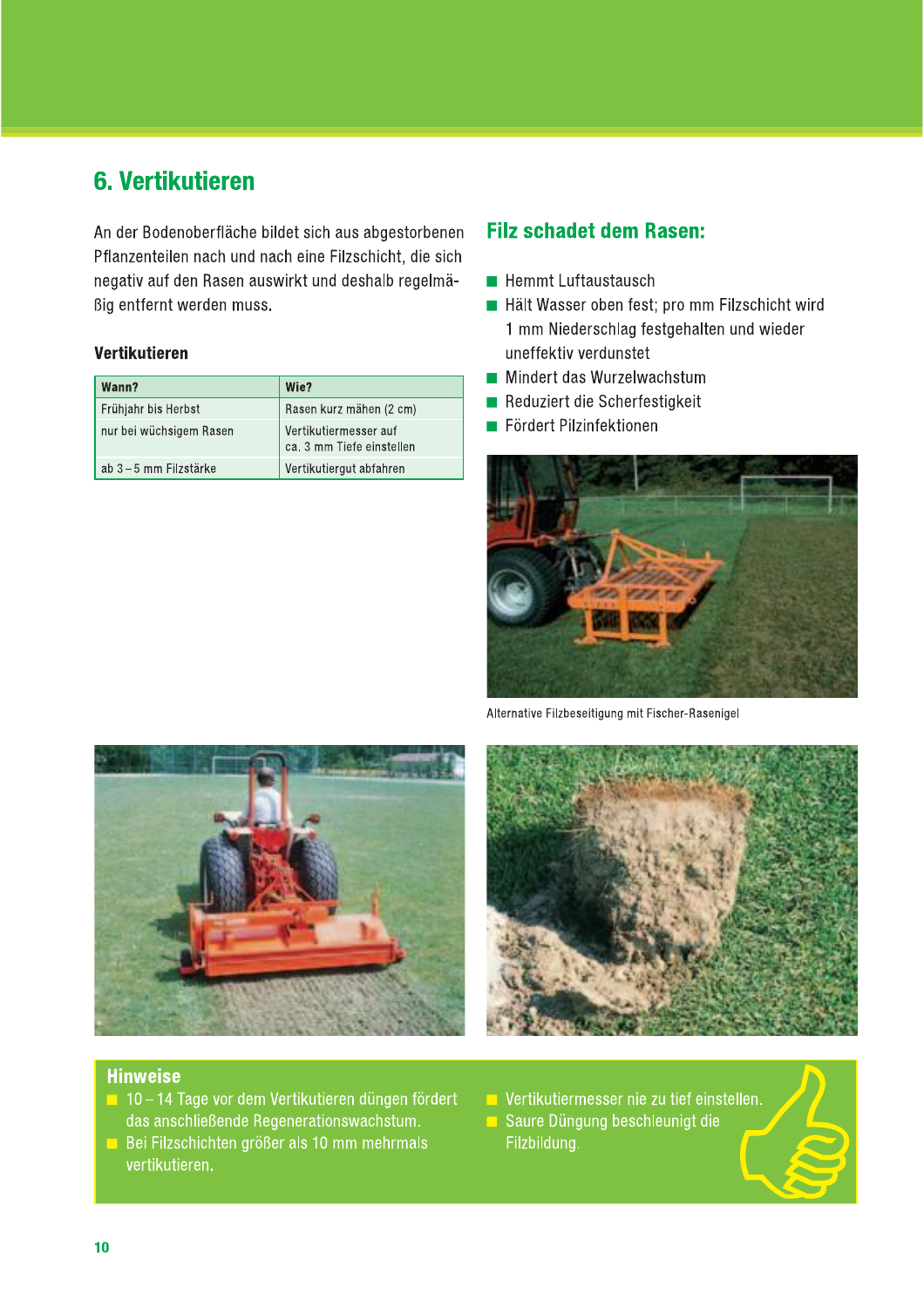# 6. Vertikutieren

An der Bodenoberfläche bildet sich aus abgestorbenen Pflanzenteilen nach und nach eine Filzschicht, die sich negativ auf den Rasen auswirkt und deshalb regelmäßig entfernt werden muss.

### Vertikutieren

| Wann? | Wie? |
|---|---|
| Frühjahr bis Herbst | Rasen kurz mähen (2 cm) |
| nur bei wüchsigem Rasen | Vertikutiermesser auf ca. 3 mm Tiefe einstellen |
| ab 3 – 5 mm Filzstärke | Vertikutiergut abfahren |

## Filz schadet dem Rasen:

- Hemmt Luftaustausch
- Hält Wasser oben fest; pro mm Filzschicht wird 1 mm Niederschlag festgehalten und wieder uneffektiv verdunstet
- Mindert das Wurzelwachstum
- Reduziert die Scherfestigkeit
- Fördert Pilzinfektionen

Alternative Filzbeseitigung mit Fischer-Rasenigel

### Hinweise

- 10 – 14 Tage vor dem Vertikutieren düngen fördert das anschließende Regenerationswachstum.
- Bei Filzschichten größer als 10 mm mehrmals vertikutieren.
- Vertikutiermesser nie zu tief einstellen.
- Saure Düngung beschleunigt die Filzbildung.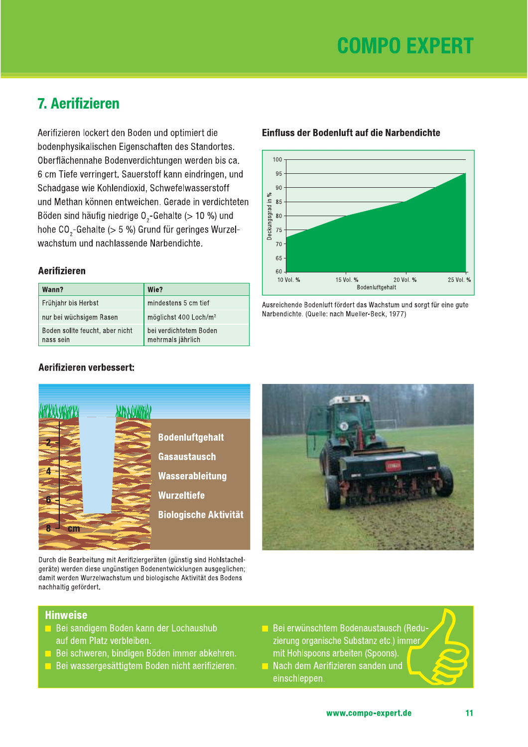## 7. Aerifizieren

Aerifizieren lockert den Boden und optimiert die bodenphysikalischen Eigenschaften des Standortes. Oberflächennahe Bodenverdichtungen werden bis ca. 6 cm Tiefe verringert. Sauerstoff kann eindringen, und Schadgase wie Kohlendioxid, Schwefelwasserstoff und Methan können entweichen. Gerade in verdichteten Böden sind häufig niedrige $O_2$-Gehalte (> 10 %) und hohe $CO_2$-Gehalte (> 5 %) Grund für geringes Wurzelwachstum und nachlassende Narbendichte.

### Aerifizieren

| Wann? | Wie? |
|---|---|
| Frühjahr bis Herbst | mindestens 5 cm tief |
| nur bei wüchsigem Rasen | möglichst 400 Loch/m² |
| Boden sollte feucht, aber nicht nass sein | bei verdichtetem Boden mehrmals jährlich |

### Einfluss der Bodenluft auf die Narbendichte

Ausreichende Bodenluft fördert das Wachstum und sorgt für eine gute Narbendichte. (Quelle: nach Mueller-Beck, 1977)

### Aerifizieren verbessert:

- Bodenluftgehalt
- Gasaustausch
- Wasserableitung
- Wurzeltiefe
- Biologische Aktivität

Durch die Bearbeitung mit Aerifiziergeräten (günstig sind Hohlstachelgeräte) werden diese ungünstigen Bodenentwicklungen ausgeglichen; damit werden Wurzelwachstum und biologische Aktivität des Bodens nachhaltig gefördert.

### Hinweise

- Bei sandigem Boden kann der Lochaushub auf dem Platz verbleiben.
- Bei schweren, bindigen Böden immer abkehren.
- Bei wassergesättigtem Boden nicht aerifizieren.
- Bei erwünschtem Bodenaustausch (Reduzierung organische Substanz etc.) immer mit Hohlspoons arbeiten (Spoons).
- Nach dem Aerifizieren sanden und einschleppen.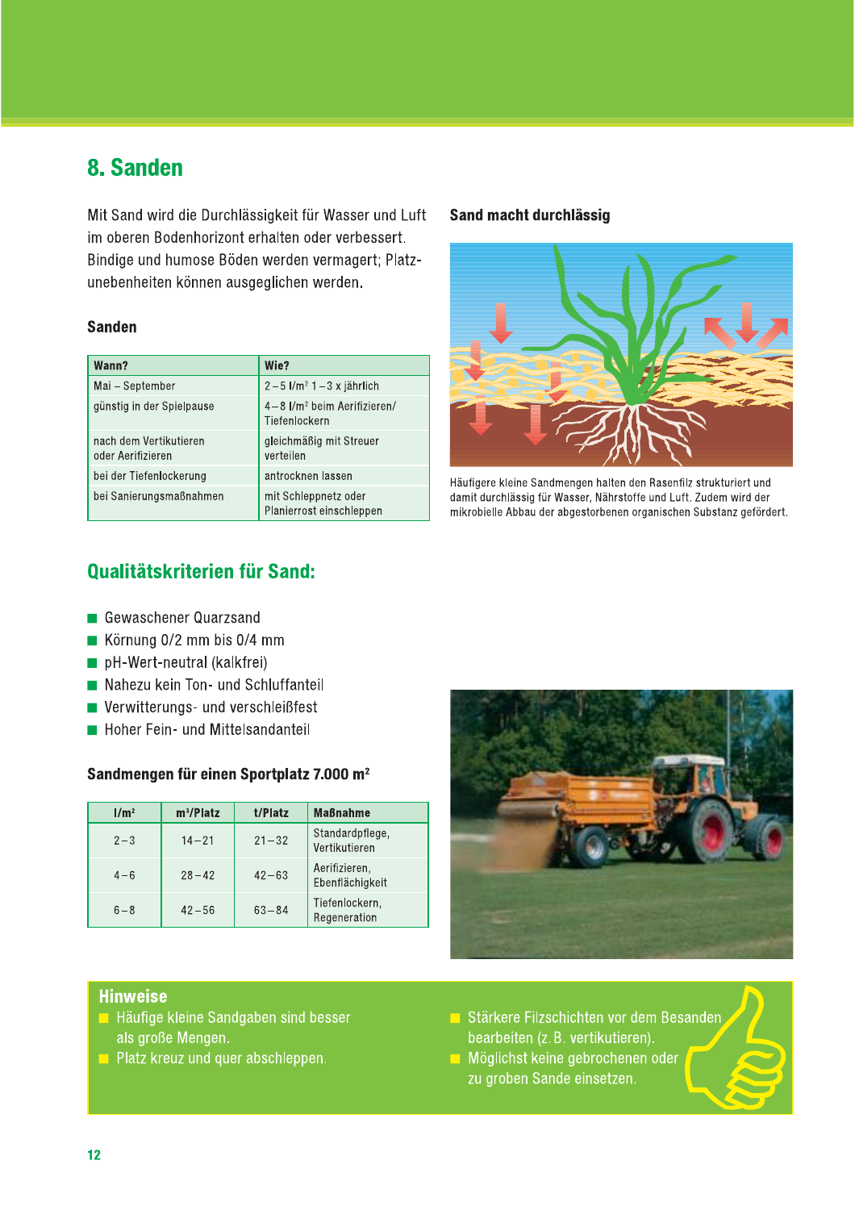## 8. Sanden

Mit Sand wird die Durchlässigkeit für Wasser und Luft im oberen Bodenhorizont erhalten oder verbessert. Bindige und humose Böden werden vermagert; Platzunebenheiten können ausgeglichen werden.

### Sanden

| Wann? | Wie? |
|---|---|
| Mai – September | 2 – 5 l/m² 1 – 3 x jährlich |
| günstig in der Spielpause | 4 – 8 l/m² beim Aerifizieren/ Tiefenlockern |
| nach dem Vertikutieren oder Aerifizieren | gleichmäßig mit Streuer verteilen |
| bei der Tiefenlockerung | antrocknen lassen |
| bei Sanierungsmaßnahmen | mit Schleppnetz oder Planierrost einschleppen |

### Sand macht durchlässig

Häufigere kleine Sandmengen halten den Rasenfilz strukturiert und damit durchlässig für Wasser, Nährstoffe und Luft. Zudem wird der mikrobielle Abbau der abgestorbenen organischen Substanz gefördert.

## Qualitätskriterien für Sand:

- Gewaschener Quarzsand
- Körnung 0/2 mm bis 0/4 mm
- pH-Wert-neutral (kalkfrei)
- Nahezu kein Ton- und Schluffanteil
- Verwitterungs- und verschleißfest
- Hoher Fein- und Mittelsandanteil

### Sandmengen für einen Sportplatz 7.000 m²

| l/m² | m³/Platz | t/Platz | Maßnahme |
|---|---|---|---|
| 2 – 3 | 14 – 21 | 21 – 32 | Standardpflege, Vertikutieren |
| 4 – 6 | 28 – 42 | 42 – 63 | Aerifizieren, Ebenflächigkeit |
| 6 – 8 | 42 – 56 | 63 – 84 | Tiefenlockern, Regeneration |

### Hinweise

- Häufige kleine Sandgaben sind besser als große Mengen.
- Platz kreuz und quer abschleppen.
- Stärkere Filzschichten vor dem Besanden bearbeiten (z. B. vertikutieren).
- Möglichst keine gebrochenen oder zu groben Sande einsetzen.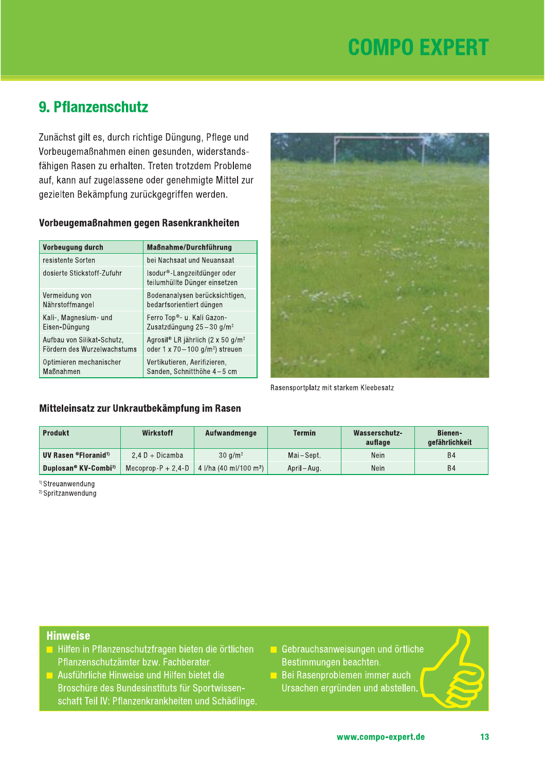## 9. Pflanzenschutz

Zunächst gilt es, durch richtige Düngung, Pflege und Vorbeugemaßnahmen einen gesunden, widerstandsfähigen Rasen zu erhalten. Treten trotzdem Probleme auf, kann auf zugelassene oder genehmigte Mittel zur gezielten Bekämpfung zurückgegriffen werden.

### Vorbeugemaßnahmen gegen Rasenkrankheiten

| Vorbeugung durch | Maßnahme/Durchführung |
| --- | --- |
| resistente Sorten | bei Nachsaat und Neuansaat |
| dosierte Stickstoff-Zufuhr | Isodur®-Langzeitdünger oder teilumhüllte Dünger einsetzen |
| Vermeidung von Nährstoffmangel | Bodenanalysen berücksichtigen, bedarfsorientiert düngen |
| Kali-, Magnesium- und Eisen-Düngung | Ferro Top®- u. Kali Gazon-Zusatzdüngung 25–30 g/m² |
| Aufbau von Silikat-Schutz, Fördern des Wurzelwachstums | Agrosil® LR jährlich (2 x 50 g/m² oder 1 x 70–100 g/m²) streuen |
| Optimieren mechanischer Maßnahmen | Vertikutieren, Aerifizieren, Sanden, Schnitthöhe 4–5 cm |

Rasensportplatz mit starkem Kleebesatz

### Mitteleinsatz zur Unkrautbekämpfung im Rasen

| Produkt | Wirkstoff | Aufwandmenge | Termin | Wasserschutz-auflage | Bienen-gefährlichkeit |
| --- | --- | --- | --- | --- | --- |
| **UV Rasen ®Floranid**[1] | 2,4 D + Dicamba | 30 g/m² | Mai–Sept. | Nein | B4 |
| **Duplosan® KV-Combi**[2] | Mecoprop-P + 2,4-D | 4 l/ha (40 ml/100 m²) | April–Aug. | Nein | B4 |

[1] Streuanwendung
[2] Spritzanwendung

### Hinweise

- Hilfen in Pflanzenschutzfragen bieten die örtlichen Pflanzenschutzämter bzw. Fachberater.
- Ausführliche Hinweise und Hilfen bietet die Broschüre des Bundesinstituts für Sportwissenschaft Teil IV: Pflanzenkrankheiten und Schädlinge.
- Gebrauchsanweisungen und örtliche Bestimmungen beachten.
- Bei Rasenproblemen immer auch Ursachen ergründen und abstellen.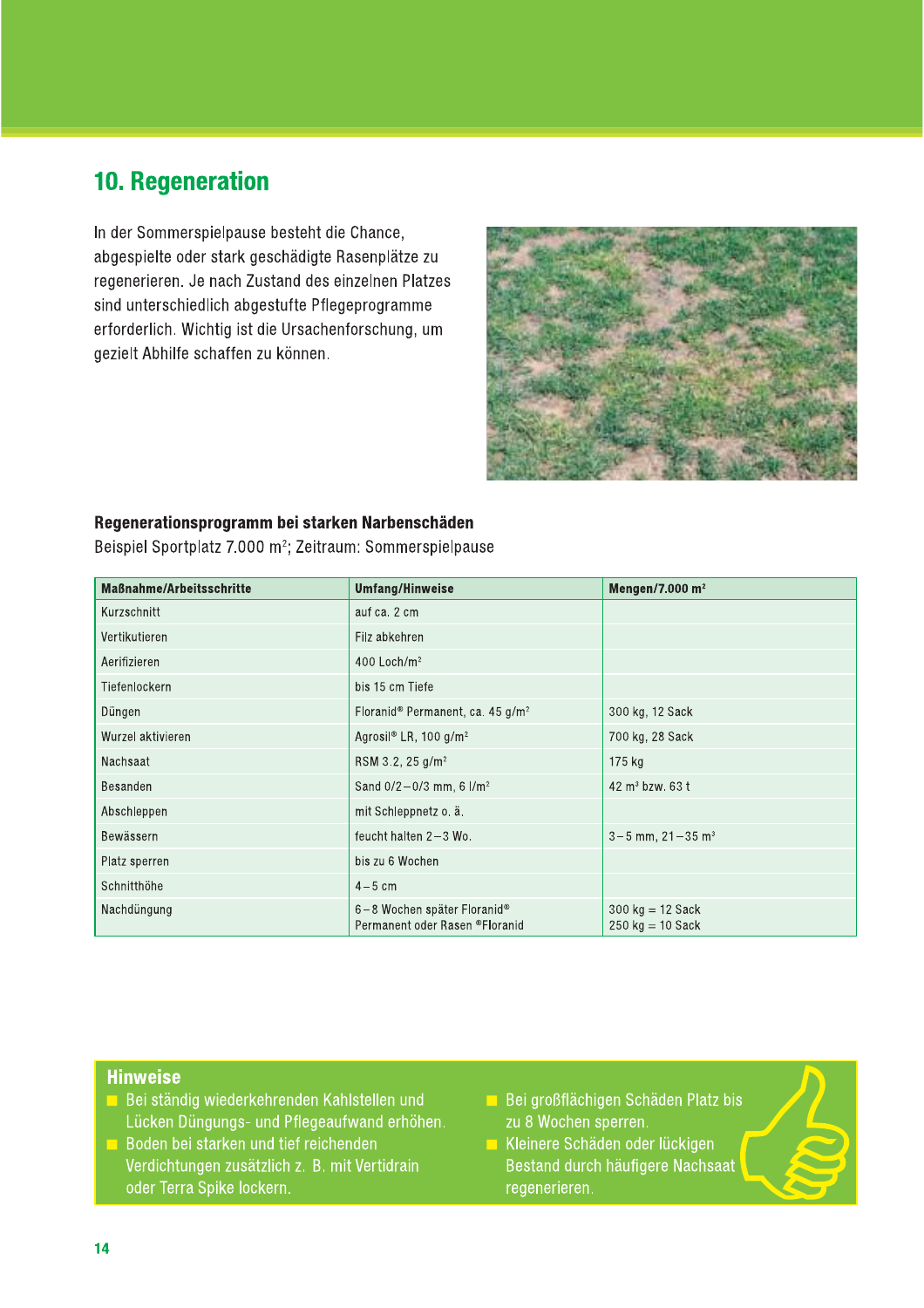## 10. Regeneration

In der Sommerspielpause besteht die Chance, abgespielte oder stark geschädigte Rasenplätze zu regenerieren. Je nach Zustand des einzelnen Platzes sind unterschiedlich abgestufte Pflegeprogramme erforderlich. Wichtig ist die Ursachenforschung, um gezielt Abhilfe schaffen zu können.

**Regenerationsprogramm bei starken Narbenschäden**

Beispiel Sportplatz 7.000 m²; Zeitraum: Sommerspielpause

| Maßnahme/Arbeitsschritte | Umfang/Hinweise | Mengen/7.000 m² |
|---|---|---|
| Kurzschnitt | auf ca. 2 cm | |
| Vertikutieren | Filz abkehren | |
| Aerifizieren | 400 Loch/m² | |
| Tiefenlockern | bis 15 cm Tiefe | |
| Düngen | Floranid® Permanent, ca. 45 g/m² | 300 kg, 12 Sack |
| Wurzel aktivieren | Agrosil® LR, 100 g/m² | 700 kg, 28 Sack |
| Nachsaat | RSM 3.2, 25 g/m² | 175 kg |
| Besanden | Sand 0/2 – 0/3 mm, 6 l/m² | 42 m³ bzw. 63 t |
| Abschleppen | mit Schleppnetz o. ä. | |
| Bewässern | feucht halten 2 – 3 Wo. | 3 – 5 mm, 21 – 35 m³ |
| Platz sperren | bis zu 6 Wochen | |
| Schnitthöhe | 4 – 5 cm | |
| Nachdüngung | 6 – 8 Wochen später Floranid® Permanent oder Rasen ®Floranid | 300 kg = 12 Sack<br>250 kg = 10 Sack |

**Hinweise**

- Bei ständig wiederkehrenden Kahlstellen und Lücken Düngungs- und Pflegeaufwand erhöhen.
- Boden bei starken und tief reichenden Verdichtungen zusätzlich z. B. mit Vertidrain oder Terra Spike lockern.
- Bei großflächigen Schäden Platz bis zu 8 Wochen sperren.
- Kleinere Schäden oder lückigen Bestand durch häufigere Nachsaat regenerieren.